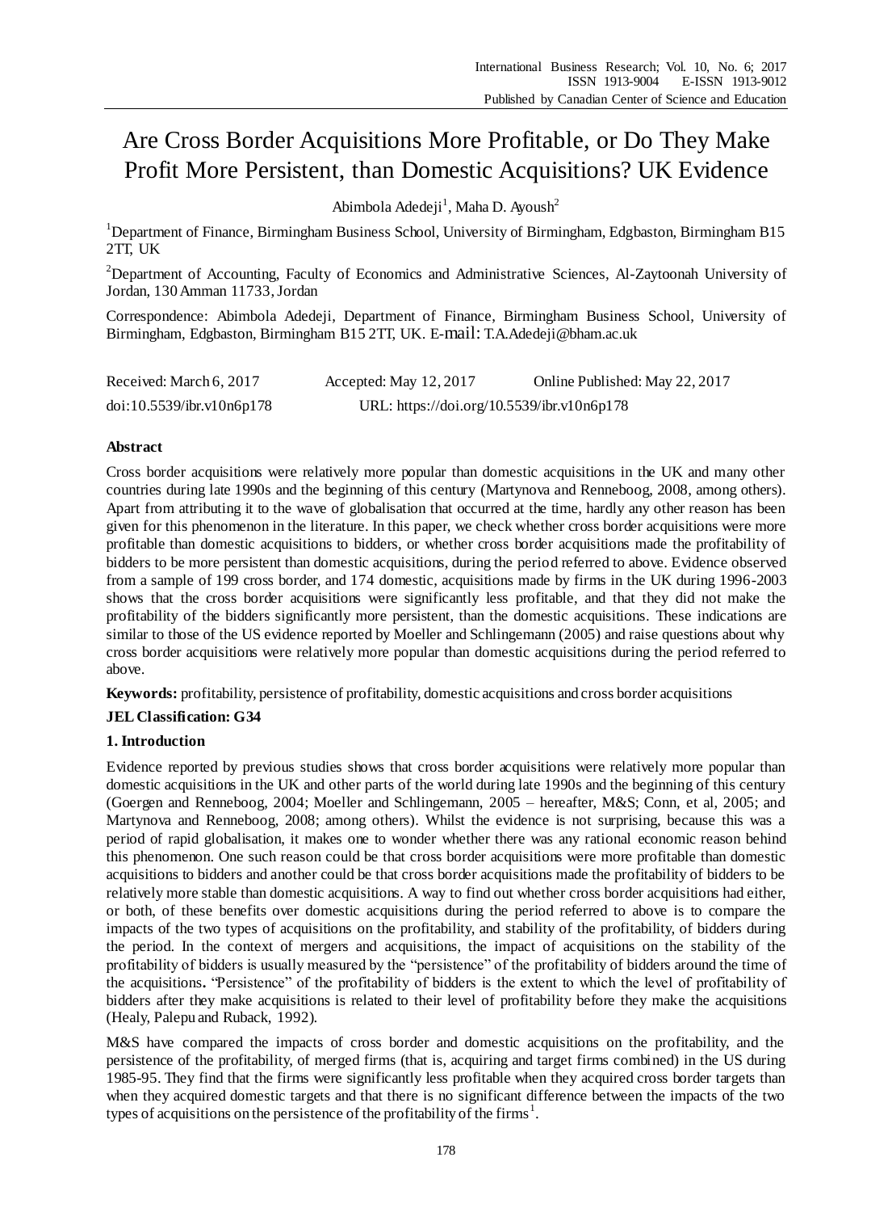# Are Cross Border Acquisitions More Profitable, or Do They Make Profit More Persistent, than Domestic Acquisitions? UK Evidence

Abimbola Adedeji[1], Maha D. Ayoush[2]

[1]Department of Finance, Birmingham Business School, University of Birmingham, Edgbaston, Birmingham B15 2TT, UK

[2]Department of Accounting, Faculty of Economics and Administrative Sciences, Al-Zaytoonah University of Jordan, 130 Amman 11733, Jordan

Correspondence: Abimbola Adedeji, Department of Finance, Birmingham Business School, University of Birmingham, Edgbaston, Birmingham B15 2TT, UK. E-mail: T.A.Adedeji@bham.ac.uk

| Received: March 6, 2017 | Accepted: May 12, 2017 | Online Published: May 22, 2017 |
|---|---|---|
| doi:10.5539/ibr.v10n6p178 | URL: https://doi.org/10.5539/ibr.v10n6p178 | |

## Abstract

Cross border acquisitions were relatively more popular than domestic acquisitions in the UK and many other countries during late 1990s and the beginning of this century (Martynova and Renneboog, 2008, among others). Apart from attributing it to the wave of globalisation that occurred at the time, hardly any other reason has been given for this phenomenon in the literature. In this paper, we check whether cross border acquisitions were more profitable than domestic acquisitions to bidders, or whether cross border acquisitions made the profitability of bidders to be more persistent than domestic acquisitions, during the period referred to above. Evidence observed from a sample of 199 cross border, and 174 domestic, acquisitions made by firms in the UK during 1996-2003 shows that the cross border acquisitions were significantly less profitable, and that they did not make the profitability of the bidders significantly more persistent, than the domestic acquisitions. These indications are similar to those of the US evidence reported by Moeller and Schlingemann (2005) and raise questions about why cross border acquisitions were relatively more popular than domestic acquisitions during the period referred to above.

**Keywords:** profitability, persistence of profitability, domestic acquisitions and cross border acquisitions

**JEL Classification: G34**

## 1. Introduction

Evidence reported by previous studies shows that cross border acquisitions were relatively more popular than domestic acquisitions in the UK and other parts of the world during late 1990s and the beginning of this century (Goergen and Renneboog, 2004; Moeller and Schlingemann, 2005 – hereafter, M&S; Conn, et al, 2005; and Martynova and Renneboog, 2008; among others). Whilst the evidence is not surprising, because this was a period of rapid globalisation, it makes one to wonder whether there was any rational economic reason behind this phenomenon. One such reason could be that cross border acquisitions were more profitable than domestic acquisitions to bidders and another could be that cross border acquisitions made the profitability of bidders to be relatively more stable than domestic acquisitions. A way to find out whether cross border acquisitions had either, or both, of these benefits over domestic acquisitions during the period referred to above is to compare the impacts of the two types of acquisitions on the profitability, and stability of the profitability, of bidders during the period. In the context of mergers and acquisitions, the impact of acquisitions on the stability of the profitability of bidders is usually measured by the "persistence" of the profitability of bidders around the time of the acquisitions**.** "Persistence" of the profitability of bidders is the extent to which the level of profitability of bidders after they make acquisitions is related to their level of profitability before they make the acquisitions (Healy, Palepu and Ruback, 1992).

M&S have compared the impacts of cross border and domestic acquisitions on the profitability, and the persistence of the profitability, of merged firms (that is, acquiring and target firms combined) in the US during 1985-95. They find that the firms were significantly less profitable when they acquired cross border targets than when they acquired domestic targets and that there is no significant difference between the impacts of the two types of acquisitions on the persistence of the profitability of the firms[1].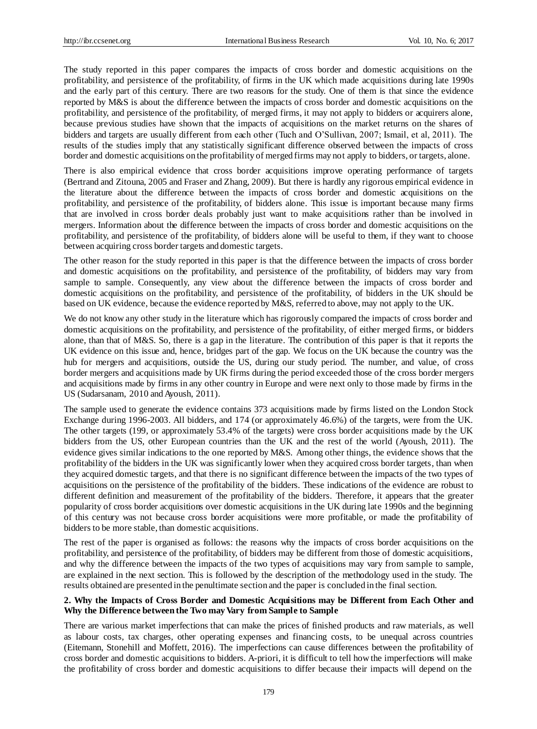The study reported in this paper compares the impacts of cross border and domestic acquisitions on the profitability, and persistence of the profitability, of firms in the UK which made acquisitions during late 1990s and the early part of this century. There are two reasons for the study. One of them is that since the evidence reported by M&S is about the difference between the impacts of cross border and domestic acquisitions on the profitability, and persistence of the profitability, of merged firms, it may not apply to bidders or acquirers alone, because previous studies have shown that the impacts of acquisitions on the market returns on the shares of bidders and targets are usually different from each other (Tuch and O'Sullivan, 2007; Ismail, et al, 2011). The results of the studies imply that any statistically significant difference observed between the impacts of cross border and domestic acquisitions on the profitability of merged firms may not apply to bidders, or targets, alone.

There is also empirical evidence that cross border acquisitions improve operating performance of targets (Bertrand and Zitouna, 2005 and Fraser and Zhang, 2009). But there is hardly any rigorous empirical evidence in the literature about the difference between the impacts of cross border and domestic acquisitions on the profitability, and persistence of the profitability, of bidders alone. This issue is important because many firms that are involved in cross border deals probably just want to make acquisitions rather than be involved in mergers. Information about the difference between the impacts of cross border and domestic acquisitions on the profitability, and persistence of the profitability, of bidders alone will be useful to them, if they want to choose between acquiring cross border targets and domestic targets.

The other reason for the study reported in this paper is that the difference between the impacts of cross border and domestic acquisitions on the profitability, and persistence of the profitability, of bidders may vary from sample to sample. Consequently, any view about the difference between the impacts of cross border and domestic acquisitions on the profitability, and persistence of the profitability, of bidders in the UK should be based on UK evidence, because the evidence reported by M&S, referred to above, may not apply to the UK.

We do not know any other study in the literature which has rigorously compared the impacts of cross border and domestic acquisitions on the profitability, and persistence of the profitability, of either merged firms, or bidders alone, than that of M&S. So, there is a gap in the literature. The contribution of this paper is that it reports the UK evidence on this issue and, hence, bridges part of the gap. We focus on the UK because the country was the hub for mergers and acquisitions, outside the US, during our study period. The number, and value, of cross border mergers and acquisitions made by UK firms during the period exceeded those of the cross border mergers and acquisitions made by firms in any other country in Europe and were next only to those made by firms in the US (Sudarsanam, 2010 and Ayoush, 2011).

The sample used to generate the evidence contains 373 acquisitions made by firms listed on the London Stock Exchange during 1996-2003. All bidders, and 174 (or approximately 46.6%) of the targets, were from the UK. The other targets (199, or approximately 53.4% of the targets) were cross border acquisitions made by the UK bidders from the US, other European countries than the UK and the rest of the world (Ayoush, 2011). The evidence gives similar indications to the one reported by M&S. Among other things, the evidence shows that the profitability of the bidders in the UK was significantly lower when they acquired cross border targets, than when they acquired domestic targets, and that there is no significant difference between the impacts of the two types of acquisitions on the persistence of the profitability of the bidders. These indications of the evidence are robust to different definition and measurement of the profitability of the bidders. Therefore, it appears that the greater popularity of cross border acquisitions over domestic acquisitions in the UK during late 1990s and the beginning of this century was not because cross border acquisitions were more profitable, or made the profitability of bidders to be more stable, than domestic acquisitions.

The rest of the paper is organised as follows: the reasons why the impacts of cross border acquisitions on the profitability, and persistence of the profitability, of bidders may be different from those of domestic acquisitions, and why the difference between the impacts of the two types of acquisitions may vary from sample to sample, are explained in the next section. This is followed by the description of the methodology used in the study. The results obtained are presented in the penultimate section and the paper is concluded in the final section.

## 2. Why the Impacts of Cross Border and Domestic Acquisitions may be Different from Each Other and Why the Difference between the Two may Vary from Sample to Sample

There are various market imperfections that can make the prices of finished products and raw materials, as well as labour costs, tax charges, other operating expenses and financing costs, to be unequal across countries (Eitemann, Stonehill and Moffett, 2016). The imperfections can cause differences between the profitability of cross border and domestic acquisitions to bidders. A-priori, it is difficult to tell how the imperfections will make the profitability of cross border and domestic acquisitions to differ because their impacts will depend on the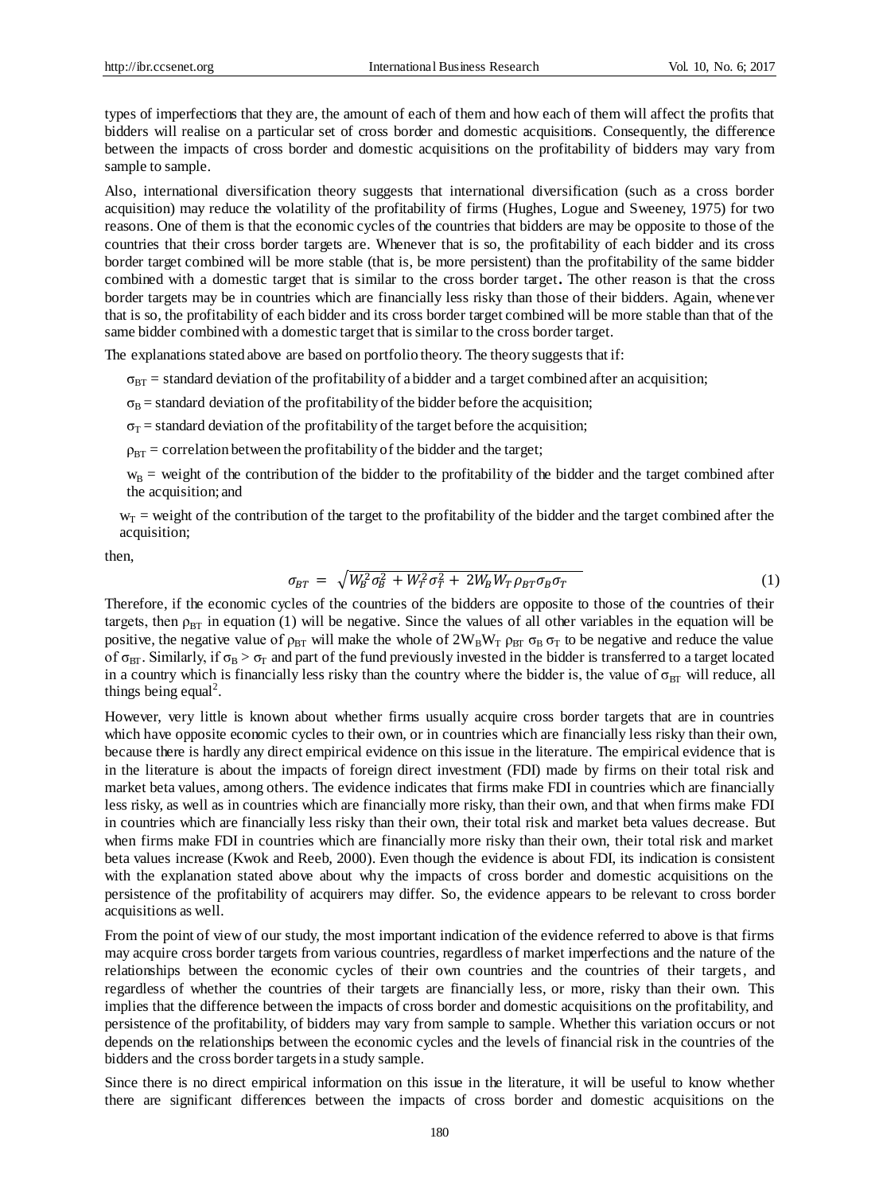types of imperfections that they are, the amount of each of them and how each of them will affect the profits that bidders will realise on a particular set of cross border and domestic acquisitions. Consequently, the difference between the impacts of cross border and domestic acquisitions on the profitability of bidders may vary from sample to sample.

Also, international diversification theory suggests that international diversification (such as a cross border acquisition) may reduce the volatility of the profitability of firms (Hughes, Logue and Sweeney, 1975) for two reasons. One of them is that the economic cycles of the countries that bidders are may be opposite to those of the countries that their cross border targets are. Whenever that is so, the profitability of each bidder and its cross border target combined will be more stable (that is, be more persistent) than the profitability of the same bidder combined with a domestic target that is similar to the cross border target**.** The other reason is that the cross border targets may be in countries which are financially less risky than those of their bidders. Again, whenever that is so, the profitability of each bidder and its cross border target combined will be more stable than that of the same bidder combined with a domestic target that is similar to the cross border target.

The explanations stated above are based on portfolio theory. The theory suggests that if:

$\sigma_{BT}$ = standard deviation of the profitability of a bidder and a target combined after an acquisition;

$\sigma_B$ = standard deviation of the profitability of the bidder before the acquisition;

$\sigma_T$ = standard deviation of the profitability of the target before the acquisition;

$\rho_{BT}$ = correlation between the profitability of the bidder and the target;

$w_B$ = weight of the contribution of the bidder to the profitability of the bidder and the target combined after the acquisition; and

$w_T$ = weight of the contribution of the target to the profitability of the bidder and the target combined after the acquisition;

then,

$$\sigma_{BT} = \sqrt{W_B^2\sigma_B^2 + W_T^2\sigma_T^2 + 2W_BW_T\rho_{BT}\sigma_B\sigma_T} \tag{1}$$

Therefore, if the economic cycles of the countries of the bidders are opposite to those of the countries of their targets, then $\rho_{BT}$ in equation (1) will be negative. Since the values of all other variables in the equation will be positive, the negative value of $\rho_{BT}$ will make the whole of $2W_BW_T \rho_{BT} \sigma_B \sigma_T$ to be negative and reduce the value of $\sigma_{BT}$. Similarly, if $\sigma_B > \sigma_T$ and part of the fund previously invested in the bidder is transferred to a target located in a country which is financially less risky than the country where the bidder is, the value of $\sigma_{BT}$ will reduce, all things being equal[2].

However, very little is known about whether firms usually acquire cross border targets that are in countries which have opposite economic cycles to their own, or in countries which are financially less risky than their own, because there is hardly any direct empirical evidence on this issue in the literature. The empirical evidence that is in the literature is about the impacts of foreign direct investment (FDI) made by firms on their total risk and market beta values, among others. The evidence indicates that firms make FDI in countries which are financially less risky, as well as in countries which are financially more risky, than their own, and that when firms make FDI in countries which are financially less risky than their own, their total risk and market beta values decrease. But when firms make FDI in countries which are financially more risky than their own, their total risk and market beta values increase (Kwok and Reeb, 2000). Even though the evidence is about FDI, its indication is consistent with the explanation stated above about why the impacts of cross border and domestic acquisitions on the persistence of the profitability of acquirers may differ. So, the evidence appears to be relevant to cross border acquisitions as well.

From the point of view of our study, the most important indication of the evidence referred to above is that firms may acquire cross border targets from various countries, regardless of market imperfections and the nature of the relationships between the economic cycles of their own countries and the countries of their targets, and regardless of whether the countries of their targets are financially less, or more, risky than their own. This implies that the difference between the impacts of cross border and domestic acquisitions on the profitability, and persistence of the profitability, of bidders may vary from sample to sample. Whether this variation occurs or not depends on the relationships between the economic cycles and the levels of financial risk in the countries of the bidders and the cross border targets in a study sample.

Since there is no direct empirical information on this issue in the literature, it will be useful to know whether there are significant differences between the impacts of cross border and domestic acquisitions on the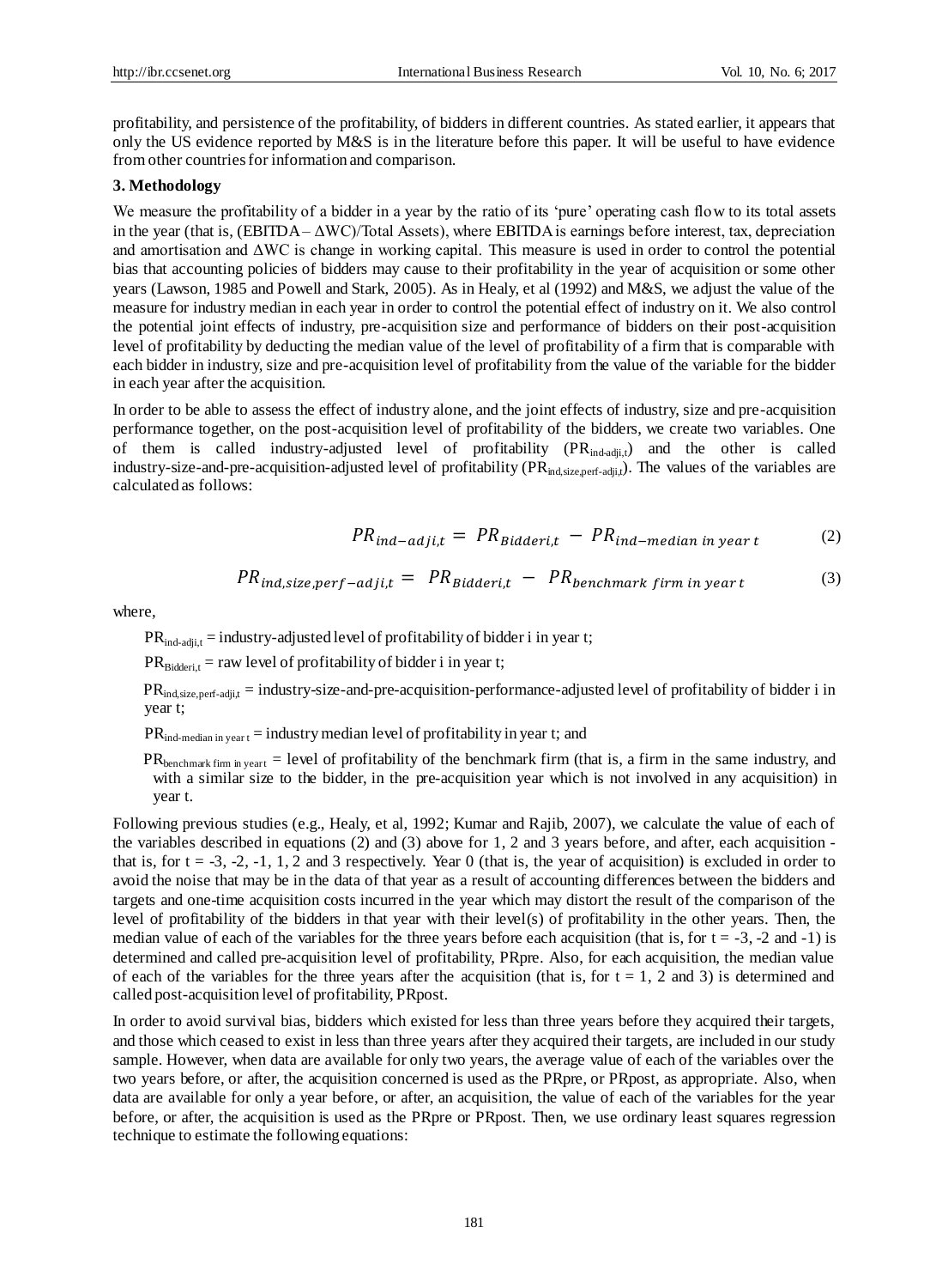profitability, and persistence of the profitability, of bidders in different countries. As stated earlier, it appears that only the US evidence reported by M&S is in the literature before this paper. It will be useful to have evidence from other countries for information and comparison.

## 3. Methodology

We measure the profitability of a bidder in a year by the ratio of its 'pure' operating cash flow to its total assets in the year (that is, (EBITDA – ∆WC)/Total Assets), where EBITDA is earnings before interest, tax, depreciation and amortisation and ∆WC is change in working capital. This measure is used in order to control the potential bias that accounting policies of bidders may cause to their profitability in the year of acquisition or some other years (Lawson, 1985 and Powell and Stark, 2005). As in Healy, et al (1992) and M&S, we adjust the value of the measure for industry median in each year in order to control the potential effect of industry on it. We also control the potential joint effects of industry, pre-acquisition size and performance of bidders on their post-acquisition level of profitability by deducting the median value of the level of profitability of a firm that is comparable with each bidder in industry, size and pre-acquisition level of profitability from the value of the variable for the bidder in each year after the acquisition.

In order to be able to assess the effect of industry alone, and the joint effects of industry, size and pre-acquisition performance together, on the post-acquisition level of profitability of the bidders, we create two variables. One of them is called industry-adjusted level of profitability ($PR_{ind\text{-}adji,t}$) and the other is called industry-size-and-pre-acquisition-adjusted level of profitability ($PR_{ind,size,perf\text{-}adji,t}$). The values of the variables are calculated as follows:

$$PR_{ind-adji,t} = PR_{Bidderi,t} - PR_{ind-median\ in\ year\ t} \tag{2}$$

$$PR_{ind,size,perf-adji,t} = PR_{Bidderi,t} - PR_{benchmark\ firm\ in\ year\ t} \tag{3}$$

where,

$PR_{ind\text{-}adji,t}$ = industry-adjusted level of profitability of bidder i in year t;

$PR_{Bidderi,t}$ = raw level of profitability of bidder i in year t;

$PR_{ind,size,perf\text{-}adji,t}$ = industry-size-and-pre-acquisition-performance-adjusted level of profitability of bidder i in year t;

$PR_{ind\text{-}median\ in\ year\ t}$ = industry median level of profitability in year t; and

$PR_{benchmark\ firm\ in\ year\ t}$ = level of profitability of the benchmark firm (that is, a firm in the same industry, and with a similar size to the bidder, in the pre-acquisition year which is not involved in any acquisition) in year t.

Following previous studies (e.g., Healy, et al, 1992; Kumar and Rajib, 2007), we calculate the value of each of the variables described in equations (2) and (3) above for 1, 2 and 3 years before, and after, each acquisition - that is, for t = -3, -2, -1, 1, 2 and 3 respectively. Year 0 (that is, the year of acquisition) is excluded in order to avoid the noise that may be in the data of that year as a result of accounting differences between the bidders and targets and one-time acquisition costs incurred in the year which may distort the result of the comparison of the level of profitability of the bidders in that year with their level(s) of profitability in the other years. Then, the median value of each of the variables for the three years before each acquisition (that is, for t = -3, -2 and -1) is determined and called pre-acquisition level of profitability, PRpre. Also, for each acquisition, the median value of each of the variables for the three years after the acquisition (that is, for t = 1, 2 and 3) is determined and called post-acquisition level of profitability, PRpost.

In order to avoid survival bias, bidders which existed for less than three years before they acquired their targets, and those which ceased to exist in less than three years after they acquired their targets, are included in our study sample. However, when data are available for only two years, the average value of each of the variables over the two years before, or after, the acquisition concerned is used as the PRpre, or PRpost, as appropriate. Also, when data are available for only a year before, or after, an acquisition, the value of each of the variables for the year before, or after, the acquisition is used as the PRpre or PRpost. Then, we use ordinary least squares regression technique to estimate the following equations: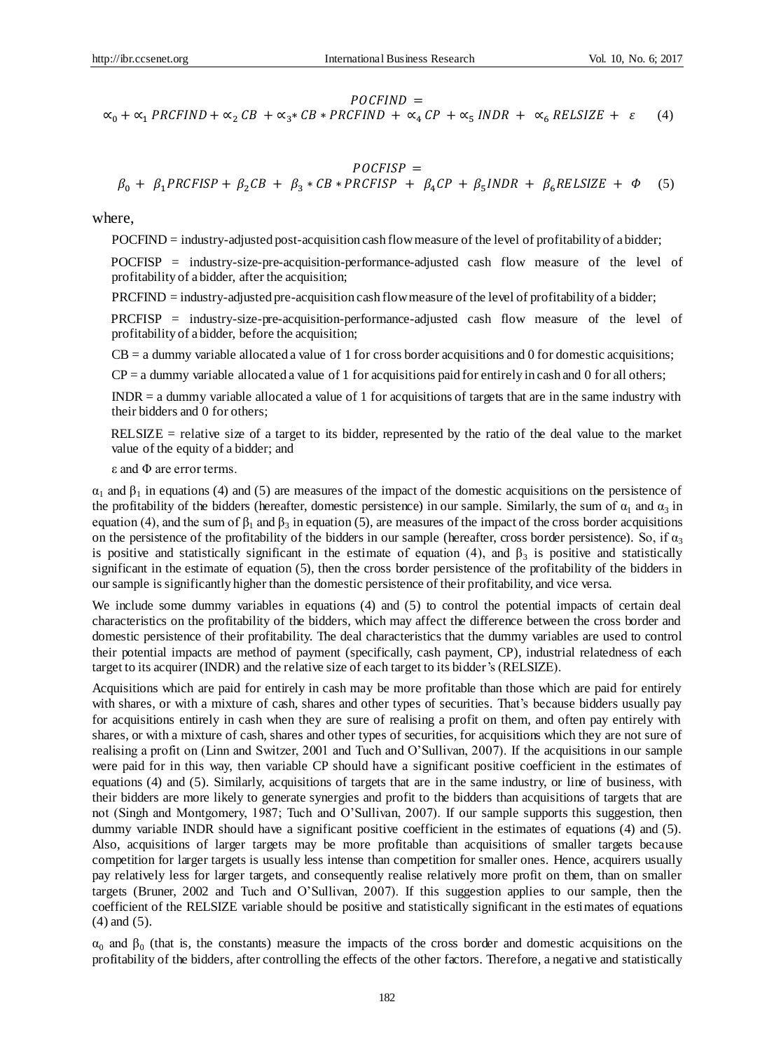$$POCFIND = \propto_0 + \propto_1 PRCFIND + \propto_2 CB + \propto_3 * CB * PRCFIND + \propto_4 CP + \propto_5 INDR + \propto_6 RELSIZE + \varepsilon \quad (4)$$

$$POCFISP = \beta_0 + \beta_1 PRCFISP + \beta_2 CB + \beta_3 * CB * PRCFISP + \beta_4 CP + \beta_5 INDR + \beta_6 RELSIZE + \Phi \quad (5)$$

where,

POCFIND = industry-adjusted post-acquisition cash flow measure of the level of profitability of a bidder;

POCFISP = industry-size-pre-acquisition-performance-adjusted cash flow measure of the level of profitability of a bidder, after the acquisition;

PRCFIND = industry-adjusted pre-acquisition cash flow measure of the level of profitability of a bidder;

PRCFISP = industry-size-pre-acquisition-performance-adjusted cash flow measure of the level of profitability of a bidder, before the acquisition;

CB = a dummy variable allocated a value of 1 for cross border acquisitions and 0 for domestic acquisitions;

CP = a dummy variable allocated a value of 1 for acquisitions paid for entirely in cash and 0 for all others;

INDR = a dummy variable allocated a value of 1 for acquisitions of targets that are in the same industry with their bidders and 0 for others;

RELSIZE = relative size of a target to its bidder, represented by the ratio of the deal value to the market value of the equity of a bidder; and

$\varepsilon$ and $\Phi$ are error terms.

$\alpha_1$ and $\beta_1$ in equations (4) and (5) are measures of the impact of the domestic acquisitions on the persistence of the profitability of the bidders (hereafter, domestic persistence) in our sample. Similarly, the sum of $\alpha_1$ and $\alpha_3$ in equation (4), and the sum of $\beta_1$ and $\beta_3$ in equation (5), are measures of the impact of the cross border acquisitions on the persistence of the profitability of the bidders in our sample (hereafter, cross border persistence). So, if $\alpha_3$ is positive and statistically significant in the estimate of equation (4), and $\beta_3$ is positive and statistically significant in the estimate of equation (5), then the cross border persistence of the profitability of the bidders in our sample is significantly higher than the domestic persistence of their profitability, and vice versa.

We include some dummy variables in equations (4) and (5) to control the potential impacts of certain deal characteristics on the profitability of the bidders, which may affect the difference between the cross border and domestic persistence of their profitability. The deal characteristics that the dummy variables are used to control their potential impacts are method of payment (specifically, cash payment, CP), industrial relatedness of each target to its acquirer (INDR) and the relative size of each target to its bidder's (RELSIZE).

Acquisitions which are paid for entirely in cash may be more profitable than those which are paid for entirely with shares, or with a mixture of cash, shares and other types of securities. That's because bidders usually pay for acquisitions entirely in cash when they are sure of realising a profit on them, and often pay entirely with shares, or with a mixture of cash, shares and other types of securities, for acquisitions which they are not sure of realising a profit on (Linn and Switzer, 2001 and Tuch and O'Sullivan, 2007). If the acquisitions in our sample were paid for in this way, then variable CP should have a significant positive coefficient in the estimates of equations (4) and (5). Similarly, acquisitions of targets that are in the same industry, or line of business, with their bidders are more likely to generate synergies and profit to the bidders than acquisitions of targets that are not (Singh and Montgomery, 1987; Tuch and O'Sullivan, 2007). If our sample supports this suggestion, then dummy variable INDR should have a significant positive coefficient in the estimates of equations (4) and (5). Also, acquisitions of larger targets may be more profitable than acquisitions of smaller targets because competition for larger targets is usually less intense than competition for smaller ones. Hence, acquirers usually pay relatively less for larger targets, and consequently realise relatively more profit on them, than on smaller targets (Bruner, 2002 and Tuch and O'Sullivan, 2007). If this suggestion applies to our sample, then the coefficient of the RELSIZE variable should be positive and statistically significant in the estimates of equations (4) and (5).

$\alpha_0$ and $\beta_0$ (that is, the constants) measure the impacts of the cross border and domestic acquisitions on the profitability of the bidders, after controlling the effects of the other factors. Therefore, a negative and statistically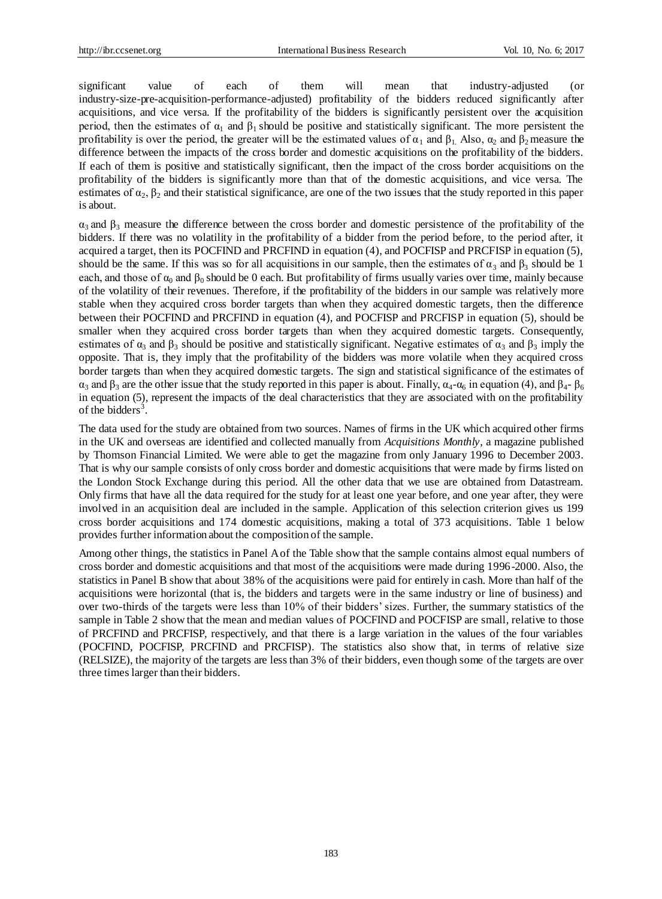significant value of each of them will mean that industry-adjusted (or industry-size-pre-acquisition-performance-adjusted) profitability of the bidders reduced significantly after acquisitions, and vice versa. If the profitability of the bidders is significantly persistent over the acquisition period, then the estimates of $\alpha_1$ and $\beta_1$ should be positive and statistically significant. The more persistent the profitability is over the period, the greater will be the estimated values of $\alpha_1$ and $\beta_1$. Also, $\alpha_2$ and $\beta_2$ measure the difference between the impacts of the cross border and domestic acquisitions on the profitability of the bidders. If each of them is positive and statistically significant, then the impact of the cross border acquisitions on the profitability of the bidders is significantly more than that of the domestic acquisitions, and vice versa. The estimates of $\alpha_2$, $\beta_2$ and their statistical significance, are one of the two issues that the study reported in this paper is about.

$\alpha_3$ and $\beta_3$ measure the difference between the cross border and domestic persistence of the profitability of the bidders. If there was no volatility in the profitability of a bidder from the period before, to the period after, it acquired a target, then its POCFIND and PRCFIND in equation (4), and POCFISP and PRCFISP in equation (5), should be the same. If this was so for all acquisitions in our sample, then the estimates of $\alpha_3$ and $\beta_3$ should be 1 each, and those of $\alpha_0$ and $\beta_0$ should be 0 each. But profitability of firms usually varies over time, mainly because of the volatility of their revenues. Therefore, if the profitability of the bidders in our sample was relatively more stable when they acquired cross border targets than when they acquired domestic targets, then the difference between their POCFIND and PRCFIND in equation (4), and POCFISP and PRCFISP in equation (5), should be smaller when they acquired cross border targets than when they acquired domestic targets. Consequently, estimates of $\alpha_3$ and $\beta_3$ should be positive and statistically significant. Negative estimates of $\alpha_3$ and $\beta_3$ imply the opposite. That is, they imply that the profitability of the bidders was more volatile when they acquired cross border targets than when they acquired domestic targets. The sign and statistical significance of the estimates of $\alpha_3$ and $\beta_3$ are the other issue that the study reported in this paper is about. Finally, $\alpha_4$-$\alpha_6$ in equation (4), and $\beta_4$- $\beta_6$ in equation (5), represent the impacts of the deal characteristics that they are associated with on the profitability of the bidders[3].

The data used for the study are obtained from two sources. Names of firms in the UK which acquired other firms in the UK and overseas are identified and collected manually from *Acquisitions Monthly*, a magazine published by Thomson Financial Limited. We were able to get the magazine from only January 1996 to December 2003. That is why our sample consists of only cross border and domestic acquisitions that were made by firms listed on the London Stock Exchange during this period. All the other data that we use are obtained from Datastream. Only firms that have all the data required for the study for at least one year before, and one year after, they were involved in an acquisition deal are included in the sample. Application of this selection criterion gives us 199 cross border acquisitions and 174 domestic acquisitions, making a total of 373 acquisitions. Table 1 below provides further information about the composition of the sample.

Among other things, the statistics in Panel A of the Table show that the sample contains almost equal numbers of cross border and domestic acquisitions and that most of the acquisitions were made during 1996-2000. Also, the statistics in Panel B show that about 38% of the acquisitions were paid for entirely in cash. More than half of the acquisitions were horizontal (that is, the bidders and targets were in the same industry or line of business) and over two-thirds of the targets were less than 10% of their bidders' sizes. Further, the summary statistics of the sample in Table 2 show that the mean and median values of POCFIND and POCFISP are small, relative to those of PRCFIND and PRCFISP, respectively, and that there is a large variation in the values of the four variables (POCFIND, POCFISP, PRCFIND and PRCFISP). The statistics also show that, in terms of relative size (RELSIZE), the majority of the targets are less than 3% of their bidders, even though some of the targets are over three times larger than their bidders.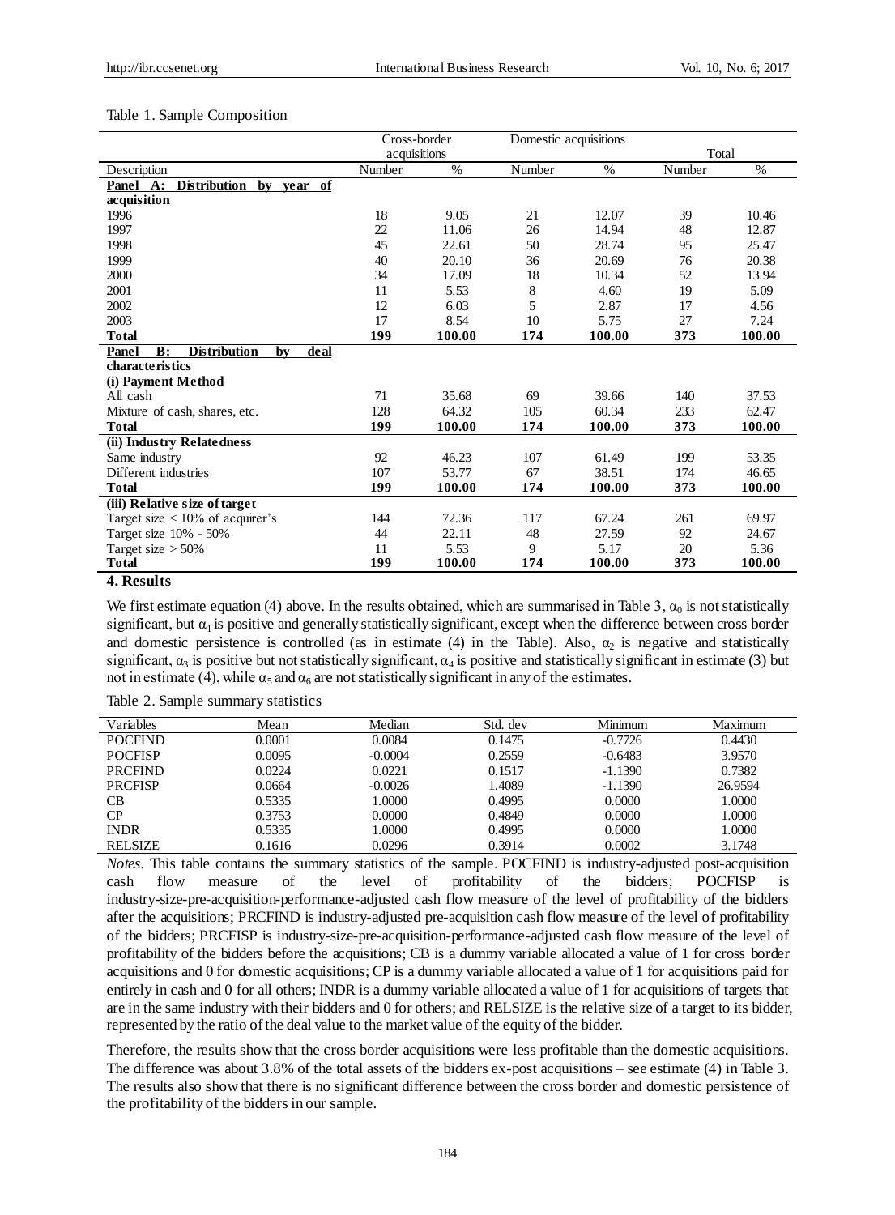Table 1. Sample Composition

| Description | Cross-border acquisitions | | Domestic acquisitions | | Total | |
|---|---|---|---|---|---|---|
| | Number | % | Number | % | Number | % |
| **Panel A: Distribution by year of acquisition** | | | | | | |
| 1996 | 18 | 9.05 | 21 | 12.07 | 39 | 10.46 |
| 1997 | 22 | 11.06 | 26 | 14.94 | 48 | 12.87 |
| 1998 | 45 | 22.61 | 50 | 28.74 | 95 | 25.47 |
| 1999 | 40 | 20.10 | 36 | 20.69 | 76 | 20.38 |
| 2000 | 34 | 17.09 | 18 | 10.34 | 52 | 13.94 |
| 2001 | 11 | 5.53 | 8 | 4.60 | 19 | 5.09 |
| 2002 | 12 | 6.03 | 5 | 2.87 | 17 | 4.56 |
| 2003 | 17 | 8.54 | 10 | 5.75 | 27 | 7.24 |
| **Total** | **199** | **100.00** | **174** | **100.00** | **373** | **100.00** |
| **Panel B: Distribution by deal characteristics** | | | | | | |
| **(i) Payment Method** | | | | | | |
| All cash | 71 | 35.68 | 69 | 39.66 | 140 | 37.53 |
| Mixture of cash, shares, etc. | 128 | 64.32 | 105 | 60.34 | 233 | 62.47 |
| **Total** | **199** | **100.00** | **174** | **100.00** | **373** | **100.00** |
| **(ii) Industry Relatedness** | | | | | | |
| Same industry | 92 | 46.23 | 107 | 61.49 | 199 | 53.35 |
| Different industries | 107 | 53.77 | 67 | 38.51 | 174 | 46.65 |
| **Total** | **199** | **100.00** | **174** | **100.00** | **373** | **100.00** |
| **(iii) Relative size of target** | | | | | | |
| Target size < 10% of acquirer's | 144 | 72.36 | 117 | 67.24 | 261 | 69.97 |
| Target size 10% - 50% | 44 | 22.11 | 48 | 27.59 | 92 | 24.67 |
| Target size > 50% | 11 | 5.53 | 9 | 5.17 | 20 | 5.36 |
| **Total** | **199** | **100.00** | **174** | **100.00** | **373** | **100.00** |

## 4. Results

We first estimate equation (4) above. In the results obtained, which are summarised in Table 3, $\alpha_0$ is not statistically significant, but $\alpha_1$ is positive and generally statistically significant, except when the difference between cross border and domestic persistence is controlled (as in estimate (4) in the Table). Also, $\alpha_2$ is negative and statistically significant, $\alpha_3$ is positive but not statistically significant, $\alpha_4$ is positive and statistically significant in estimate (3) but not in estimate (4), while $\alpha_5$ and $\alpha_6$ are not statistically significant in any of the estimates.

Table 2. Sample summary statistics

| Variables | Mean | Median | Std. dev | Minimum | Maximum |
|---|---|---|---|---|---|
| POCFIND | 0.0001 | 0.0084 | 0.1475 | -0.7726 | 0.4430 |
| POCFISP | 0.0095 | -0.0004 | 0.2559 | -0.6483 | 3.9570 |
| PRCFIND | 0.0224 | 0.0221 | 0.1517 | -1.1390 | 0.7382 |
| PRCFISP | 0.0664 | -0.0026 | 1.4089 | -1.1390 | 26.9594 |
| CB | 0.5335 | 1.0000 | 0.4995 | 0.0000 | 1.0000 |
| CP | 0.3753 | 0.0000 | 0.4849 | 0.0000 | 1.0000 |
| INDR | 0.5335 | 1.0000 | 0.4995 | 0.0000 | 1.0000 |
| RELSIZE | 0.1616 | 0.0296 | 0.3914 | 0.0002 | 3.1748 |

*Notes*. This table contains the summary statistics of the sample. POCFIND is industry-adjusted post-acquisition cash flow measure of the level of profitability of the bidders; POCFISP is industry-size-pre-acquisition-performance-adjusted cash flow measure of the level of profitability of the bidders after the acquisitions; PRCFIND is industry-adjusted pre-acquisition cash flow measure of the level of profitability of the bidders; PRCFISP is industry-size-pre-acquisition-performance-adjusted cash flow measure of the level of profitability of the bidders before the acquisitions; CB is a dummy variable allocated a value of 1 for cross border acquisitions and 0 for domestic acquisitions; CP is a dummy variable allocated a value of 1 for acquisitions paid for entirely in cash and 0 for all others; INDR is a dummy variable allocated a value of 1 for acquisitions of targets that are in the same industry with their bidders and 0 for others; and RELSIZE is the relative size of a target to its bidder, represented by the ratio of the deal value to the market value of the equity of the bidder.

Therefore, the results show that the cross border acquisitions were less profitable than the domestic acquisitions. The difference was about 3.8% of the total assets of the bidders ex-post acquisitions – see estimate (4) in Table 3. The results also show that there is no significant difference between the cross border and domestic persistence of the profitability of the bidders in our sample.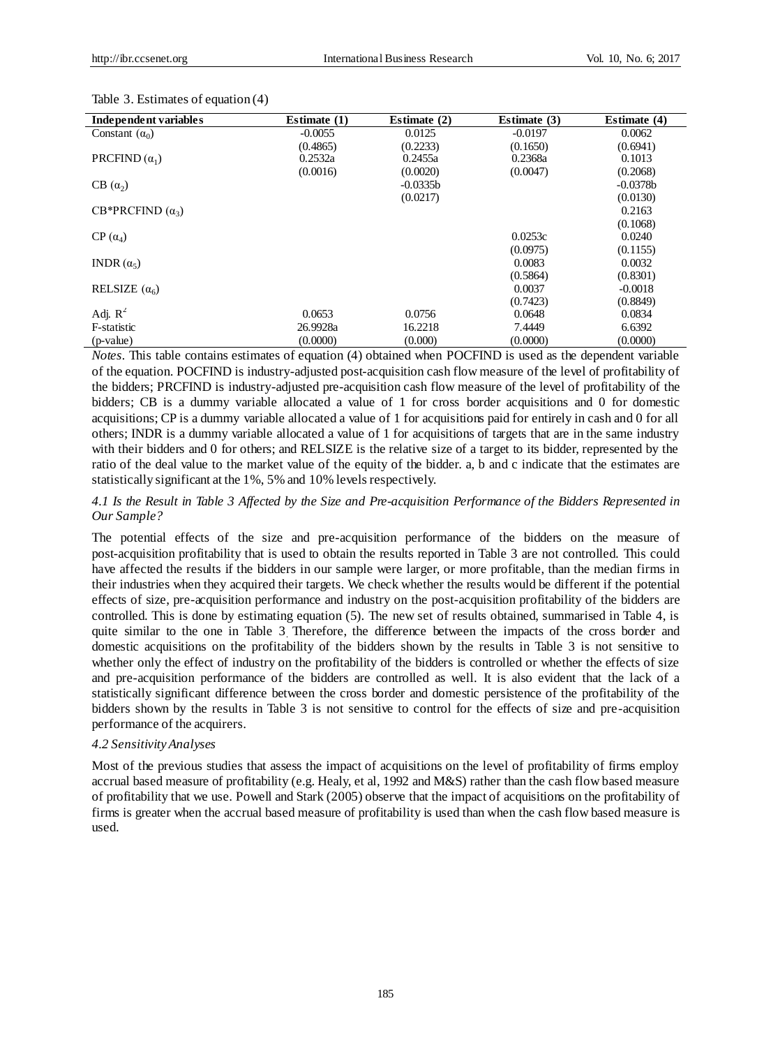Table 3. Estimates of equation (4)

| Independent variables | Estimate (1) | Estimate (2) | Estimate (3) | Estimate (4) |
|---|---|---|---|---|
| Constant ($\alpha_0$) | -0.0055 | 0.0125 | -0.0197 | 0.0062 |
| | (0.4865) | (0.2233) | (0.1650) | (0.6941) |
| PRCFIND ($\alpha_1$) | 0.2532a | 0.2455a | 0.2368a | 0.1013 |
| | (0.0016) | (0.0020) | (0.0047) | (0.2068) |
| CB ($\alpha_2$) | | -0.0335b | | -0.0378b |
| | | (0.0217) | | (0.0130) |
| CB*PRCFIND ($\alpha_3$) | | | | 0.2163 |
| | | | | (0.1068) |
| CP ($\alpha_4$) | | | 0.0253c | 0.0240 |
| | | | (0.0975) | (0.1155) |
| INDR ($\alpha_5$) | | | 0.0083 | 0.0032 |
| | | | (0.5864) | (0.8301) |
| RELSIZE ($\alpha_6$) | | | 0.0037 | -0.0018 |
| | | | (0.7423) | (0.8849) |
| Adj. $R^2$ | 0.0653 | 0.0756 | 0.0648 | 0.0834 |
| F-statistic | 26.9928a | 16.2218 | 7.4449 | 6.6392 |
| (p-value) | (0.0000) | (0.000) | (0.0000) | (0.0000) |

*Notes*. This table contains estimates of equation (4) obtained when POCFIND is used as the dependent variable of the equation. POCFIND is industry-adjusted post-acquisition cash flow measure of the level of profitability of the bidders; PRCFIND is industry-adjusted pre-acquisition cash flow measure of the level of profitability of the bidders; CB is a dummy variable allocated a value of 1 for cross border acquisitions and 0 for domestic acquisitions; CP is a dummy variable allocated a value of 1 for acquisitions paid for entirely in cash and 0 for all others; INDR is a dummy variable allocated a value of 1 for acquisitions of targets that are in the same industry with their bidders and 0 for others; and RELSIZE is the relative size of a target to its bidder, represented by the ratio of the deal value to the market value of the equity of the bidder. a, b and c indicate that the estimates are statistically significant at the 1%, 5% and 10% levels respectively.

### *4.1 Is the Result in Table 3 Affected by the Size and Pre-acquisition Performance of the Bidders Represented in Our Sample?*

The potential effects of the size and pre-acquisition performance of the bidders on the measure of post-acquisition profitability that is used to obtain the results reported in Table 3 are not controlled. This could have affected the results if the bidders in our sample were larger, or more profitable, than the median firms in their industries when they acquired their targets. We check whether the results would be different if the potential effects of size, pre-acquisition performance and industry on the post-acquisition profitability of the bidders are controlled. This is done by estimating equation (5). The new set of results obtained, summarised in Table 4, is quite similar to the one in Table 3. Therefore, the difference between the impacts of the cross border and domestic acquisitions on the profitability of the bidders shown by the results in Table 3 is not sensitive to whether only the effect of industry on the profitability of the bidders is controlled or whether the effects of size and pre-acquisition performance of the bidders are controlled as well. It is also evident that the lack of a statistically significant difference between the cross border and domestic persistence of the profitability of the bidders shown by the results in Table 3 is not sensitive to control for the effects of size and pre-acquisition performance of the acquirers.

### *4.2 Sensitivity Analyses*

Most of the previous studies that assess the impact of acquisitions on the level of profitability of firms employ accrual based measure of profitability (e.g. Healy, et al, 1992 and M&S) rather than the cash flow based measure of profitability that we use. Powell and Stark (2005) observe that the impact of acquisitions on the profitability of firms is greater when the accrual based measure of profitability is used than when the cash flow based measure is used.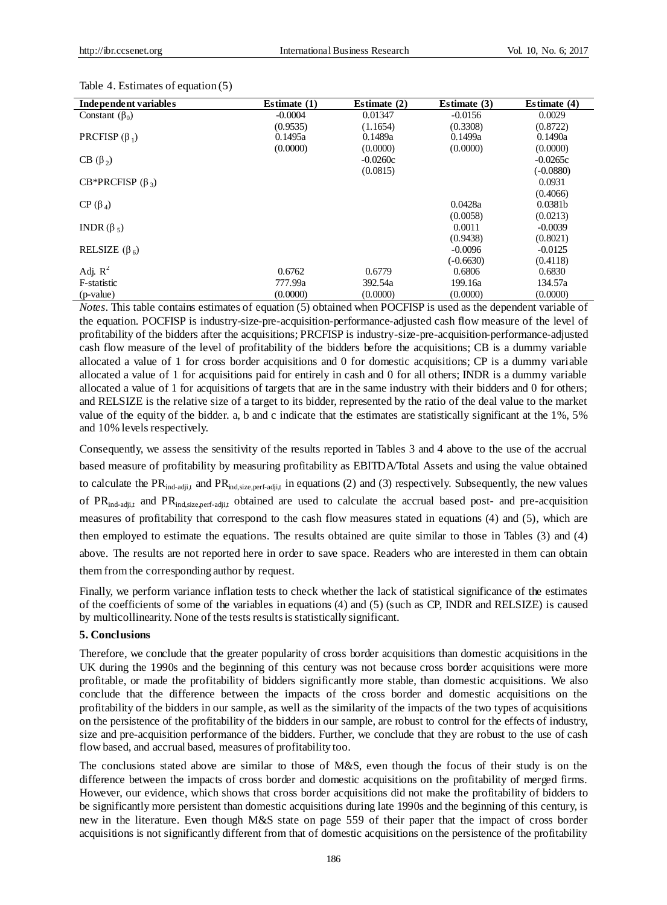Table 4. Estimates of equation (5)

| Independent variables | Estimate (1) | Estimate (2) | Estimate (3) | Estimate (4) |
|---|---|---|---|---|
| Constant ($\beta_0$) | -0.0004 | 0.01347 | -0.0156 | 0.0029 |
| | (0.9535) | (1.1654) | (0.3308) | (0.8722) |
| PRCFISP ($\beta_1$) | 0.1495a | 0.1489a | 0.1499a | 0.1490a |
| | (0.0000) | (0.0000) | (0.0000) | (0.0000) |
| CB ($\beta_2$) | | -0.0260c | | -0.0265c |
| | | (0.0815) | | (-0.0880) |
| CB*PRCFISP ($\beta_3$) | | | | 0.0931 |
| | | | | (0.4066) |
| CP ($\beta_4$) | | | 0.0428a | 0.0381b |
| | | | (0.0058) | (0.0213) |
| INDR ($\beta_5$) | | | 0.0011 | -0.0039 |
| | | | (0.9438) | (0.8021) |
| RELSIZE ($\beta_6$) | | | -0.0096 | -0.0125 |
| | | | (-0.6630) | (0.4118) |
| Adj. $R^2$ | 0.6762 | 0.6779 | 0.6806 | 0.6830 |
| F-statistic | 777.99a | 392.54a | 199.16a | 134.57a |
| (p-value) | (0.0000) | (0.0000) | (0.0000) | (0.0000) |

*Notes*. This table contains estimates of equation (5) obtained when POCFISP is used as the dependent variable of the equation. POCFISP is industry-size-pre-acquisition-performance-adjusted cash flow measure of the level of profitability of the bidders after the acquisitions; PRCFISP is industry-size-pre-acquisition-performance-adjusted cash flow measure of the level of profitability of the bidders before the acquisitions; CB is a dummy variable allocated a value of 1 for cross border acquisitions and 0 for domestic acquisitions; CP is a dummy variable allocated a value of 1 for acquisitions paid for entirely in cash and 0 for all others; INDR is a dummy variable allocated a value of 1 for acquisitions of targets that are in the same industry with their bidders and 0 for others; and RELSIZE is the relative size of a target to its bidder, represented by the ratio of the deal value to the market value of the equity of the bidder. a, b and c indicate that the estimates are statistically significant at the 1%, 5% and 10% levels respectively.

Consequently, we assess the sensitivity of the results reported in Tables 3 and 4 above to the use of the accrual based measure of profitability by measuring profitability as EBITDA/Total Assets and using the value obtained to calculate the $PR_{ind\text{-}adji,t}$ and $PR_{ind,size,perf\text{-}adji,t}$ in equations (2) and (3) respectively. Subsequently, the new values of $PR_{ind\text{-}adji,t}$ and $PR_{ind,size,perf\text{-}adji,t}$ obtained are used to calculate the accrual based post- and pre-acquisition measures of profitability that correspond to the cash flow measures stated in equations (4) and (5), which are then employed to estimate the equations. The results obtained are quite similar to those in Tables (3) and (4) above. The results are not reported here in order to save space. Readers who are interested in them can obtain them from the corresponding author by request.

Finally, we perform variance inflation tests to check whether the lack of statistical significance of the estimates of the coefficients of some of the variables in equations (4) and (5) (such as CP, INDR and RELSIZE) is caused by multicollinearity. None of the tests results is statistically significant.

### 5. Conclusions

Therefore, we conclude that the greater popularity of cross border acquisitions than domestic acquisitions in the UK during the 1990s and the beginning of this century was not because cross border acquisitions were more profitable, or made the profitability of bidders significantly more stable, than domestic acquisitions. We also conclude that the difference between the impacts of the cross border and domestic acquisitions on the profitability of the bidders in our sample, as well as the similarity of the impacts of the two types of acquisitions on the persistence of the profitability of the bidders in our sample, are robust to control for the effects of industry, size and pre-acquisition performance of the bidders. Further, we conclude that they are robust to the use of cash flow based, and accrual based, measures of profitability too.

The conclusions stated above are similar to those of M&S, even though the focus of their study is on the difference between the impacts of cross border and domestic acquisitions on the profitability of merged firms. However, our evidence, which shows that cross border acquisitions did not make the profitability of bidders to be significantly more persistent than domestic acquisitions during late 1990s and the beginning of this century, is new in the literature. Even though M&S state on page 559 of their paper that the impact of cross border acquisitions is not significantly different from that of domestic acquisitions on the persistence of the profitability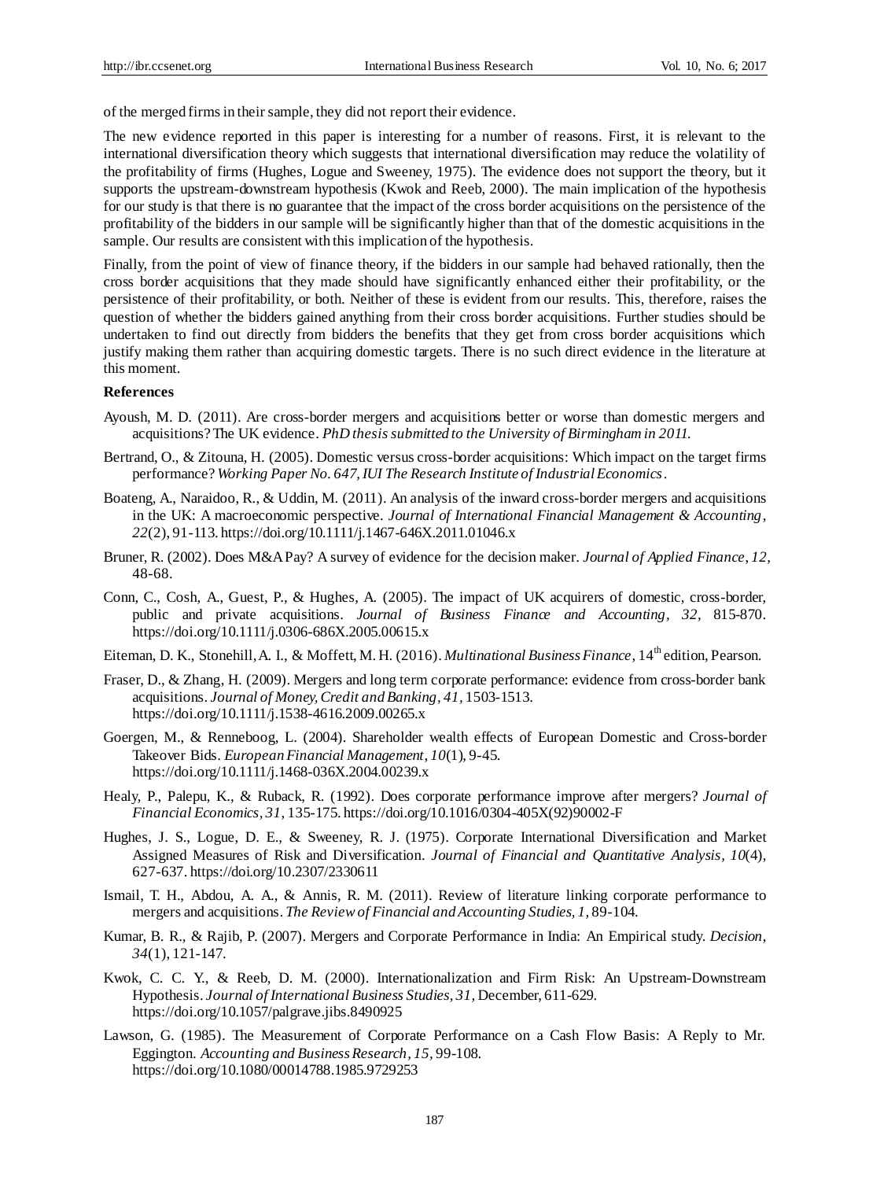of the merged firms in their sample, they did not report their evidence.

The new evidence reported in this paper is interesting for a number of reasons. First, it is relevant to the international diversification theory which suggests that international diversification may reduce the volatility of the profitability of firms (Hughes, Logue and Sweeney, 1975). The evidence does not support the theory, but it supports the upstream-downstream hypothesis (Kwok and Reeb, 2000). The main implication of the hypothesis for our study is that there is no guarantee that the impact of the cross border acquisitions on the persistence of the profitability of the bidders in our sample will be significantly higher than that of the domestic acquisitions in the sample. Our results are consistent with this implication of the hypothesis.

Finally, from the point of view of finance theory, if the bidders in our sample had behaved rationally, then the cross border acquisitions that they made should have significantly enhanced either their profitability, or the persistence of their profitability, or both. Neither of these is evident from our results. This, therefore, raises the question of whether the bidders gained anything from their cross border acquisitions. Further studies should be undertaken to find out directly from bidders the benefits that they get from cross border acquisitions which justify making them rather than acquiring domestic targets. There is no such direct evidence in the literature at this moment.

**References**

Ayoush, M. D. (2011). Are cross-border mergers and acquisitions better or worse than domestic mergers and acquisitions? The UK evidence. *PhD thesis submitted to the University of Birmingham in 2011.*

Bertrand, O., & Zitouna, H. (2005). Domestic versus cross-border acquisitions: Which impact on the target firms performance? *Working Paper No. 647, IUI The Research Institute of Industrial Economics*.

Boateng, A., Naraidoo, R., & Uddin, M. (2011). An analysis of the inward cross-border mergers and acquisitions in the UK: A macroeconomic perspective. *Journal of International Financial Management & Accounting, 22*(2), 91-113. https://doi.org/10.1111/j.1467-646X.2011.01046.x

Bruner, R. (2002). Does M&A Pay? A survey of evidence for the decision maker. *Journal of Applied Finance, 12*, 48-68.

Conn, C., Cosh, A., Guest, P., & Hughes, A. (2005). The impact of UK acquirers of domestic, cross-border, public and private acquisitions. *Journal of Business Finance and Accounting, 32*, 815-870. https://doi.org/10.1111/j.0306-686X.2005.00615.x

Eiteman, D. K., Stonehill, A. I., & Moffett, M. H. (2016). *Multinational Business Finance*, 14th edition, Pearson.

Fraser, D., & Zhang, H. (2009). Mergers and long term corporate performance: evidence from cross-border bank acquisitions. *Journal of Money, Credit and Banking, 41*, 1503-1513. https://doi.org/10.1111/j.1538-4616.2009.00265.x

Goergen, M., & Renneboog, L. (2004). Shareholder wealth effects of European Domestic and Cross-border Takeover Bids. *European Financial Management, 10*(1), 9-45. https://doi.org/10.1111/j.1468-036X.2004.00239.x

Healy, P., Palepu, K., & Ruback, R. (1992). Does corporate performance improve after mergers? *Journal of Financial Economics, 31*, 135-175. https://doi.org/10.1016/0304-405X(92)90002-F

Hughes, J. S., Logue, D. E., & Sweeney, R. J. (1975). Corporate International Diversification and Market Assigned Measures of Risk and Diversification. *Journal of Financial and Quantitative Analysis, 10*(4), 627-637. https://doi.org/10.2307/2330611

Ismail, T. H., Abdou, A. A., & Annis, R. M. (2011). Review of literature linking corporate performance to mergers and acquisitions. *The Review of Financial and Accounting Studies, 1*, 89-104.

Kumar, B. R., & Rajib, P. (2007). Mergers and Corporate Performance in India: An Empirical study. *Decision, 34*(1), 121-147.

Kwok, C. C. Y., & Reeb, D. M. (2000). Internationalization and Firm Risk: An Upstream-Downstream Hypothesis. *Journal of International Business Studies, 31*, December, 611-629. https://doi.org/10.1057/palgrave.jibs.8490925

Lawson, G. (1985). The Measurement of Corporate Performance on a Cash Flow Basis: A Reply to Mr. Eggington. *Accounting and Business Research, 15*, 99-108. https://doi.org/10.1080/00014788.1985.9729253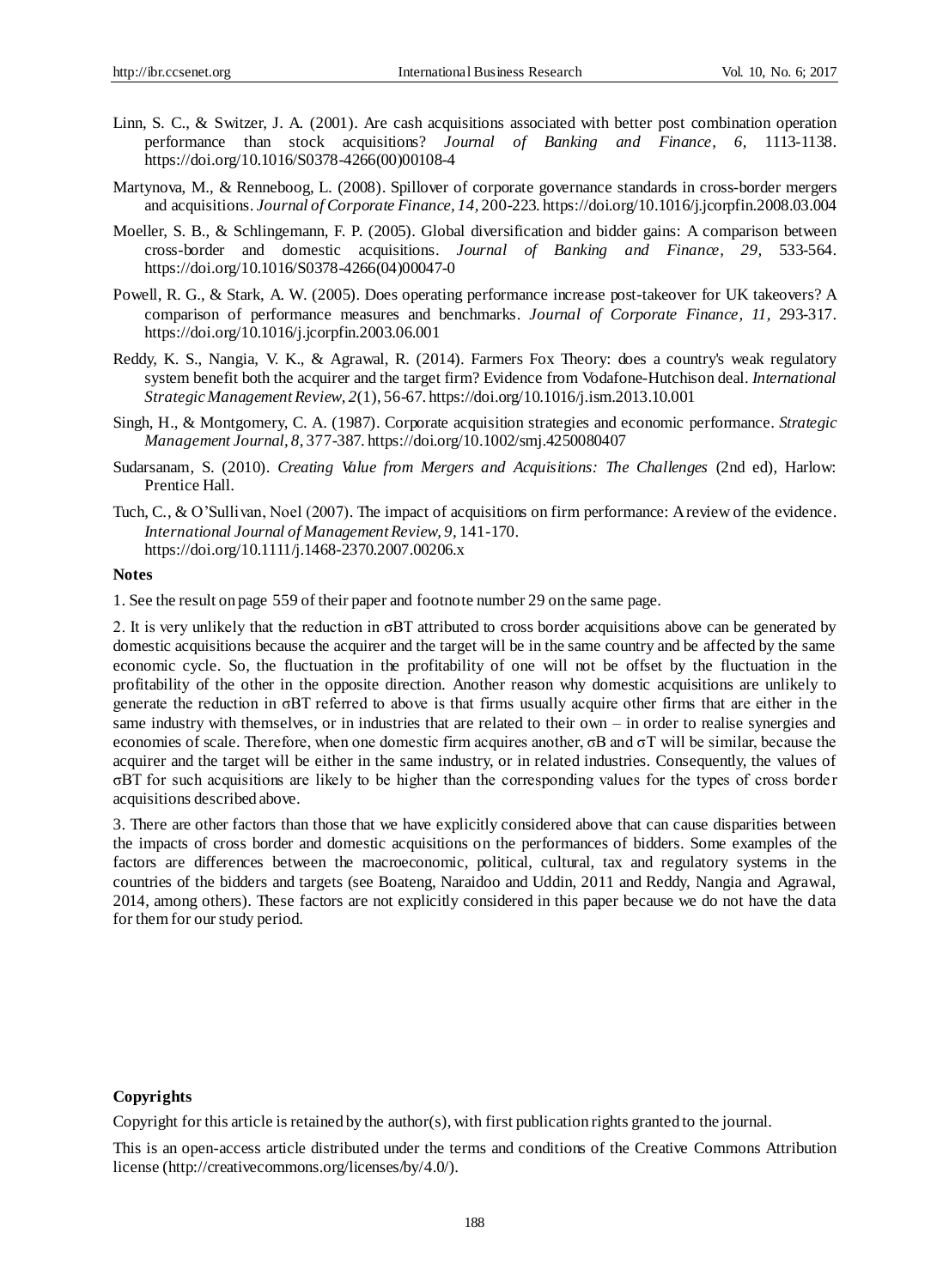Linn, S. C., & Switzer, J. A. (2001). Are cash acquisitions associated with better post combination operation performance than stock acquisitions? *Journal of Banking and Finance, 6,* 1113-1138. https://doi.org/10.1016/S0378-4266(00)00108-4

Martynova, M., & Renneboog, L. (2008). Spillover of corporate governance standards in cross-border mergers and acquisitions. *Journal of Corporate Finance, 14,* 200-223. https://doi.org/10.1016/j.jcorpfin.2008.03.004

Moeller, S. B., & Schlingemann, F. P. (2005). Global diversification and bidder gains: A comparison between cross-border and domestic acquisitions. *Journal of Banking and Finance, 29,* 533-564. https://doi.org/10.1016/S0378-4266(04)00047-0

Powell, R. G., & Stark, A. W. (2005). Does operating performance increase post-takeover for UK takeovers? A comparison of performance measures and benchmarks. *Journal of Corporate Finance, 11,* 293-317. https://doi.org/10.1016/j.jcorpfin.2003.06.001

Reddy, K. S., Nangia, V. K., & Agrawal, R. (2014). Farmers Fox Theory: does a country's weak regulatory system benefit both the acquirer and the target firm? Evidence from Vodafone-Hutchison deal. *International Strategic Management Review, 2*(1), 56-67. https://doi.org/10.1016/j.ism.2013.10.001

Singh, H., & Montgomery, C. A. (1987). Corporate acquisition strategies and economic performance. *Strategic Management Journal, 8,* 377-387. https://doi.org/10.1002/smj.4250080407

Sudarsanam, S. (2010). *Creating Value from Mergers and Acquisitions: The Challenges* (2nd ed), Harlow: Prentice Hall.

Tuch, C., & O'Sullivan, Noel (2007). The impact of acquisitions on firm performance: A review of the evidence. *International Journal of Management Review, 9,* 141-170. https://doi.org/10.1111/j.1468-2370.2007.00206.x

**Notes**

1. See the result on page 559 of their paper and footnote number 29 on the same page.

2. It is very unlikely that the reduction in $\sigma BT$ attributed to cross border acquisitions above can be generated by domestic acquisitions because the acquirer and the target will be in the same country and be affected by the same economic cycle. So, the fluctuation in the profitability of one will not be offset by the fluctuation in the profitability of the other in the opposite direction. Another reason why domestic acquisitions are unlikely to generate the reduction in $\sigma BT$ referred to above is that firms usually acquire other firms that are either in the same industry with themselves, or in industries that are related to their own – in order to realise synergies and economies of scale. Therefore, when one domestic firm acquires another, $\sigma B$ and $\sigma T$ will be similar, because the acquirer and the target will be either in the same industry, or in related industries. Consequently, the values of $\sigma BT$ for such acquisitions are likely to be higher than the corresponding values for the types of cross border acquisitions described above.

3. There are other factors than those that we have explicitly considered above that can cause disparities between the impacts of cross border and domestic acquisitions on the performances of bidders. Some examples of the factors are differences between the macroeconomic, political, cultural, tax and regulatory systems in the countries of the bidders and targets (see Boateng, Naraidoo and Uddin, 2011 and Reddy, Nangia and Agrawal, 2014, among others). These factors are not explicitly considered in this paper because we do not have the data for them for our study period.

**Copyrights**

Copyright for this article is retained by the author(s), with first publication rights granted to the journal.

This is an open-access article distributed under the terms and conditions of the Creative Commons Attribution license (http://creativecommons.org/licenses/by/4.0/).